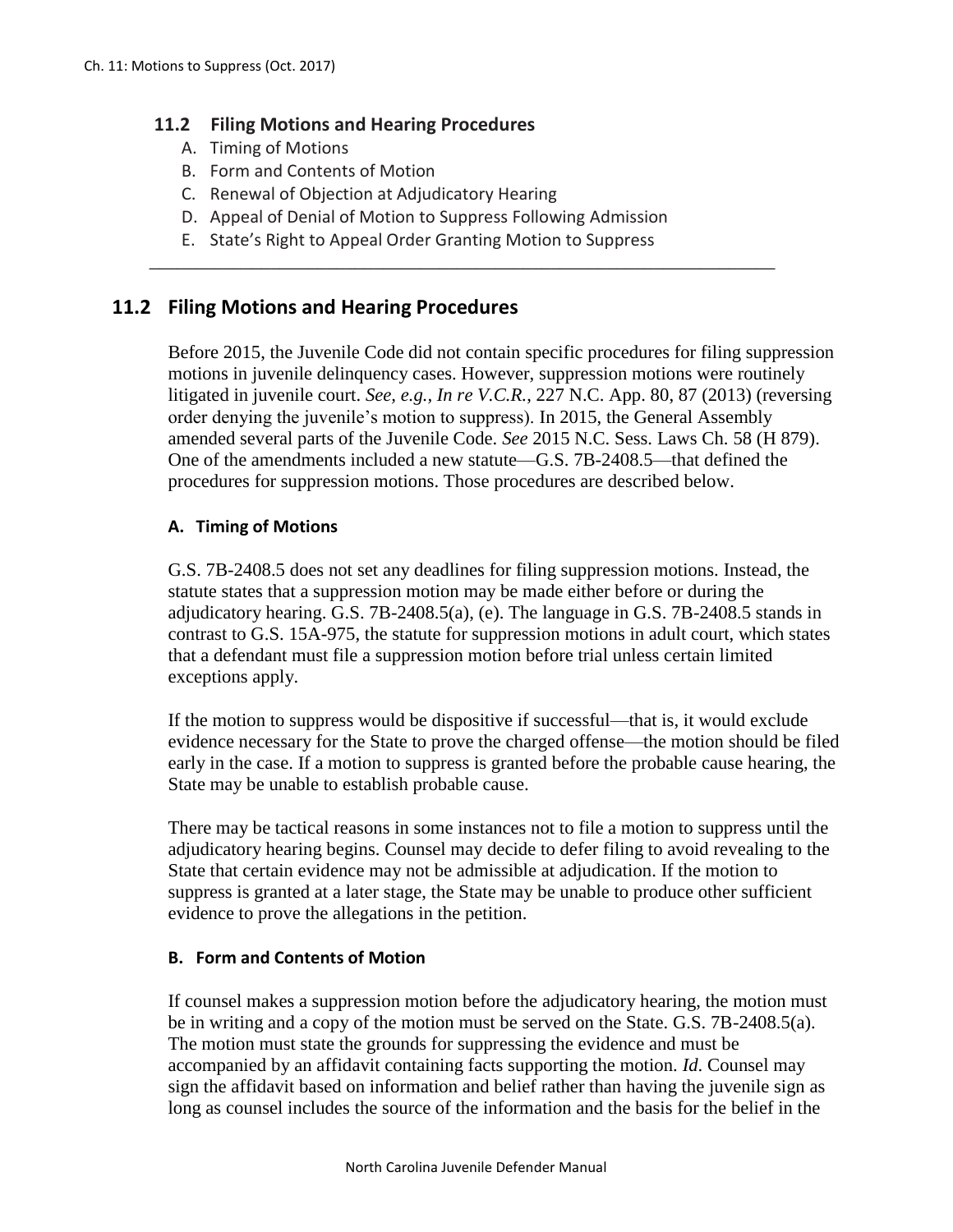### 11.2 Filing Motions and Hearing Procedures

A. Timing of Motions
B. Form and Contents of Motion
C. Renewal of Objection at Adjudicatory Hearing
D. Appeal of Denial of Motion to Suppress Following Admission
E. State's Right to Appeal Order Granting Motion to Suppress

---

## 11.2 Filing Motions and Hearing Procedures

Before 2015, the Juvenile Code did not contain specific procedures for filing suppression motions in juvenile delinquency cases. However, suppression motions were routinely litigated in juvenile court. *See, e.g.*, *In re V.C.R.*, 227 N.C. App. 80, 87 (2013) (reversing order denying the juvenile's motion to suppress). In 2015, the General Assembly amended several parts of the Juvenile Code. *See* 2015 N.C. Sess. Laws Ch. 58 (H 879). One of the amendments included a new statute—G.S. 7B-2408.5—that defined the procedures for suppression motions. Those procedures are described below.

### A. Timing of Motions

G.S. 7B-2408.5 does not set any deadlines for filing suppression motions. Instead, the statute states that a suppression motion may be made either before or during the adjudicatory hearing. G.S. 7B-2408.5(a), (e). The language in G.S. 7B-2408.5 stands in contrast to G.S. 15A-975, the statute for suppression motions in adult court, which states that a defendant must file a suppression motion before trial unless certain limited exceptions apply.

If the motion to suppress would be dispositive if successful—that is, it would exclude evidence necessary for the State to prove the charged offense—the motion should be filed early in the case. If a motion to suppress is granted before the probable cause hearing, the State may be unable to establish probable cause.

There may be tactical reasons in some instances not to file a motion to suppress until the adjudicatory hearing begins. Counsel may decide to defer filing to avoid revealing to the State that certain evidence may not be admissible at adjudication. If the motion to suppress is granted at a later stage, the State may be unable to produce other sufficient evidence to prove the allegations in the petition.

### B. Form and Contents of Motion

If counsel makes a suppression motion before the adjudicatory hearing, the motion must be in writing and a copy of the motion must be served on the State. G.S. 7B-2408.5(a). The motion must state the grounds for suppressing the evidence and must be accompanied by an affidavit containing facts supporting the motion. *Id.* Counsel may sign the affidavit based on information and belief rather than having the juvenile sign as long as counsel includes the source of the information and the basis for the belief in the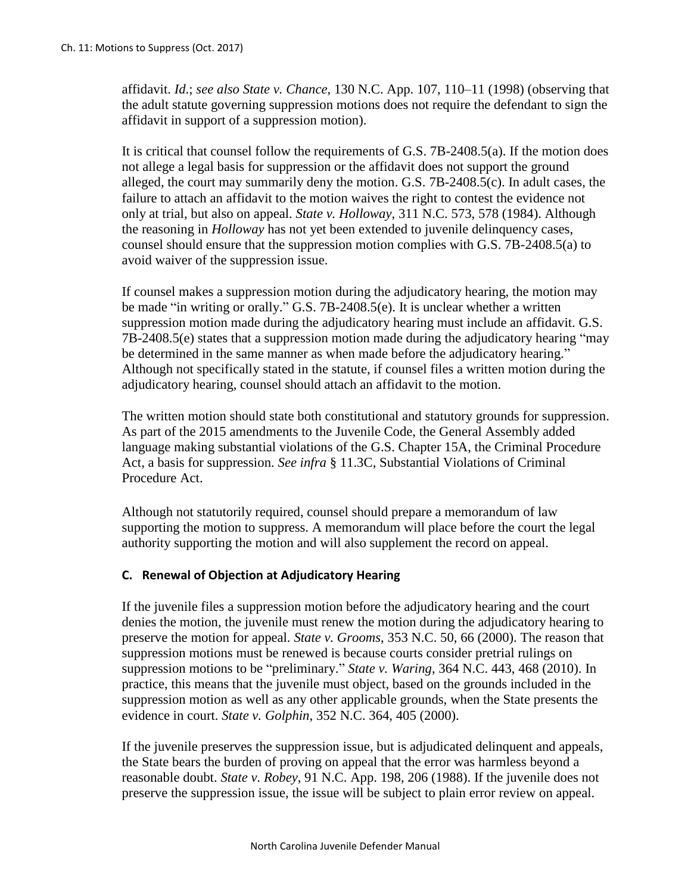affidavit. *Id*.; *see also State v. Chance*, 130 N.C. App. 107, 110–11 (1998) (observing that the adult statute governing suppression motions does not require the defendant to sign the affidavit in support of a suppression motion).

It is critical that counsel follow the requirements of G.S. 7B-2408.5(a). If the motion does not allege a legal basis for suppression or the affidavit does not support the ground alleged, the court may summarily deny the motion. G.S. 7B-2408.5(c). In adult cases, the failure to attach an affidavit to the motion waives the right to contest the evidence not only at trial, but also on appeal. *State v. Holloway*, 311 N.C. 573, 578 (1984). Although the reasoning in *Holloway* has not yet been extended to juvenile delinquency cases, counsel should ensure that the suppression motion complies with G.S. 7B-2408.5(a) to avoid waiver of the suppression issue.

If counsel makes a suppression motion during the adjudicatory hearing, the motion may be made "in writing or orally." G.S. 7B-2408.5(e). It is unclear whether a written suppression motion made during the adjudicatory hearing must include an affidavit. G.S. 7B-2408.5(e) states that a suppression motion made during the adjudicatory hearing "may be determined in the same manner as when made before the adjudicatory hearing." Although not specifically stated in the statute, if counsel files a written motion during the adjudicatory hearing, counsel should attach an affidavit to the motion.

The written motion should state both constitutional and statutory grounds for suppression. As part of the 2015 amendments to the Juvenile Code, the General Assembly added language making substantial violations of the G.S. Chapter 15A, the Criminal Procedure Act, a basis for suppression. *See infra* § 11.3C, Substantial Violations of Criminal Procedure Act.

Although not statutorily required, counsel should prepare a memorandum of law supporting the motion to suppress. A memorandum will place before the court the legal authority supporting the motion and will also supplement the record on appeal.

### C. Renewal of Objection at Adjudicatory Hearing

If the juvenile files a suppression motion before the adjudicatory hearing and the court denies the motion, the juvenile must renew the motion during the adjudicatory hearing to preserve the motion for appeal. *State v. Grooms*, 353 N.C. 50, 66 (2000). The reason that suppression motions must be renewed is because courts consider pretrial rulings on suppression motions to be "preliminary." *State v. Waring*, 364 N.C. 443, 468 (2010). In practice, this means that the juvenile must object, based on the grounds included in the suppression motion as well as any other applicable grounds, when the State presents the evidence in court. *State v. Golphin*, 352 N.C. 364, 405 (2000).

If the juvenile preserves the suppression issue, but is adjudicated delinquent and appeals, the State bears the burden of proving on appeal that the error was harmless beyond a reasonable doubt. *State v. Robey*, 91 N.C. App. 198, 206 (1988). If the juvenile does not preserve the suppression issue, the issue will be subject to plain error review on appeal.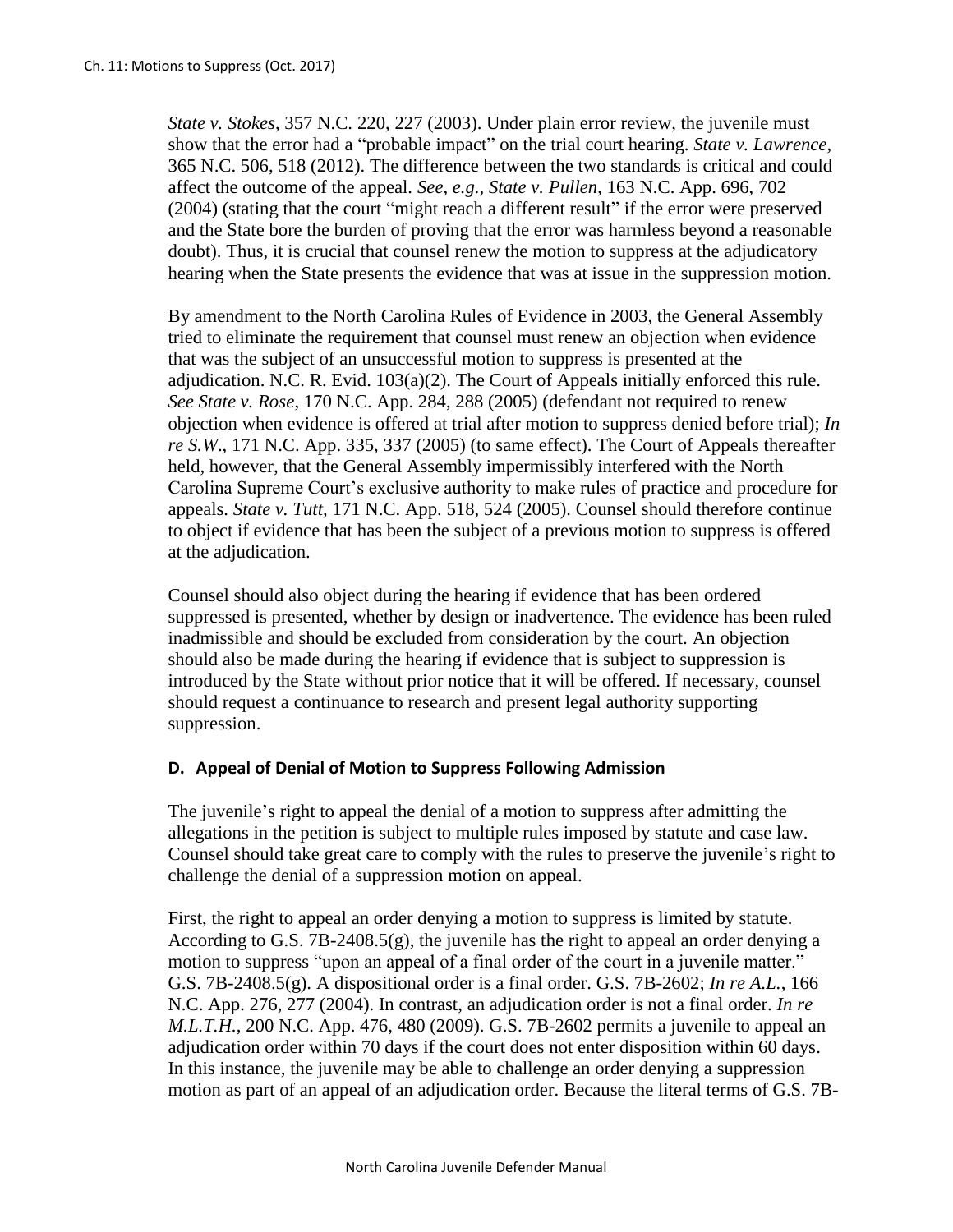*State v. Stokes*, 357 N.C. 220, 227 (2003). Under plain error review, the juvenile must show that the error had a "probable impact" on the trial court hearing. *State v. Lawrence*, 365 N.C. 506, 518 (2012). The difference between the two standards is critical and could affect the outcome of the appeal. *See, e.g.*, *State v. Pullen*, 163 N.C. App. 696, 702 (2004) (stating that the court "might reach a different result" if the error were preserved and the State bore the burden of proving that the error was harmless beyond a reasonable doubt). Thus, it is crucial that counsel renew the motion to suppress at the adjudicatory hearing when the State presents the evidence that was at issue in the suppression motion.

By amendment to the North Carolina Rules of Evidence in 2003, the General Assembly tried to eliminate the requirement that counsel must renew an objection when evidence that was the subject of an unsuccessful motion to suppress is presented at the adjudication. N.C. R. Evid. 103(a)(2). The Court of Appeals initially enforced this rule. *See State v. Rose*, 170 N.C. App. 284, 288 (2005) (defendant not required to renew objection when evidence is offered at trial after motion to suppress denied before trial); *In re S.W*., 171 N.C. App. 335, 337 (2005) (to same effect). The Court of Appeals thereafter held, however, that the General Assembly impermissibly interfered with the North Carolina Supreme Court's exclusive authority to make rules of practice and procedure for appeals. *State v. Tutt*, 171 N.C. App. 518, 524 (2005). Counsel should therefore continue to object if evidence that has been the subject of a previous motion to suppress is offered at the adjudication.

Counsel should also object during the hearing if evidence that has been ordered suppressed is presented, whether by design or inadvertence. The evidence has been ruled inadmissible and should be excluded from consideration by the court. An objection should also be made during the hearing if evidence that is subject to suppression is introduced by the State without prior notice that it will be offered. If necessary, counsel should request a continuance to research and present legal authority supporting suppression.

### D. Appeal of Denial of Motion to Suppress Following Admission

The juvenile's right to appeal the denial of a motion to suppress after admitting the allegations in the petition is subject to multiple rules imposed by statute and case law. Counsel should take great care to comply with the rules to preserve the juvenile's right to challenge the denial of a suppression motion on appeal.

First, the right to appeal an order denying a motion to suppress is limited by statute. According to G.S. 7B-2408.5(g), the juvenile has the right to appeal an order denying a motion to suppress "upon an appeal of a final order of the court in a juvenile matter." G.S. 7B-2408.5(g). A dispositional order is a final order. G.S. 7B-2602; *In re A.L.*, 166 N.C. App. 276, 277 (2004). In contrast, an adjudication order is not a final order. *In re M.L.T.H.*, 200 N.C. App. 476, 480 (2009). G.S. 7B-2602 permits a juvenile to appeal an adjudication order within 70 days if the court does not enter disposition within 60 days. In this instance, the juvenile may be able to challenge an order denying a suppression motion as part of an appeal of an adjudication order. Because the literal terms of G.S. 7B-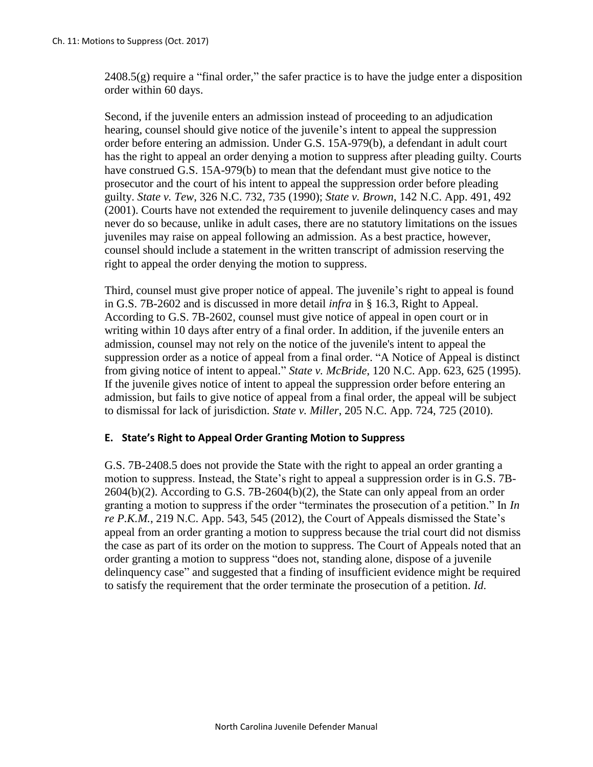2408.5(g) require a "final order," the safer practice is to have the judge enter a disposition order within 60 days.

Second, if the juvenile enters an admission instead of proceeding to an adjudication hearing, counsel should give notice of the juvenile's intent to appeal the suppression order before entering an admission. Under G.S. 15A-979(b), a defendant in adult court has the right to appeal an order denying a motion to suppress after pleading guilty. Courts have construed G.S. 15A-979(b) to mean that the defendant must give notice to the prosecutor and the court of his intent to appeal the suppression order before pleading guilty. *State v. Tew*, 326 N.C. 732, 735 (1990); *State v. Brown*, 142 N.C. App. 491, 492 (2001). Courts have not extended the requirement to juvenile delinquency cases and may never do so because, unlike in adult cases, there are no statutory limitations on the issues juveniles may raise on appeal following an admission. As a best practice, however, counsel should include a statement in the written transcript of admission reserving the right to appeal the order denying the motion to suppress.

Third, counsel must give proper notice of appeal. The juvenile's right to appeal is found in G.S. 7B-2602 and is discussed in more detail *infra* in § 16.3, Right to Appeal. According to G.S. 7B-2602, counsel must give notice of appeal in open court or in writing within 10 days after entry of a final order. In addition, if the juvenile enters an admission, counsel may not rely on the notice of the juvenile's intent to appeal the suppression order as a notice of appeal from a final order. "A Notice of Appeal is distinct from giving notice of intent to appeal." *State v. McBride*, 120 N.C. App. 623, 625 (1995). If the juvenile gives notice of intent to appeal the suppression order before entering an admission, but fails to give notice of appeal from a final order, the appeal will be subject to dismissal for lack of jurisdiction. *State v. Miller*, 205 N.C. App. 724, 725 (2010).

### E. State's Right to Appeal Order Granting Motion to Suppress

G.S. 7B-2408.5 does not provide the State with the right to appeal an order granting a motion to suppress. Instead, the State's right to appeal a suppression order is in G.S. 7B-2604(b)(2). According to G.S. 7B-2604(b)(2), the State can only appeal from an order granting a motion to suppress if the order "terminates the prosecution of a petition." In *In re P.K.M.*, 219 N.C. App. 543, 545 (2012), the Court of Appeals dismissed the State's appeal from an order granting a motion to suppress because the trial court did not dismiss the case as part of its order on the motion to suppress. The Court of Appeals noted that an order granting a motion to suppress "does not, standing alone, dispose of a juvenile delinquency case" and suggested that a finding of insufficient evidence might be required to satisfy the requirement that the order terminate the prosecution of a petition. *Id*.